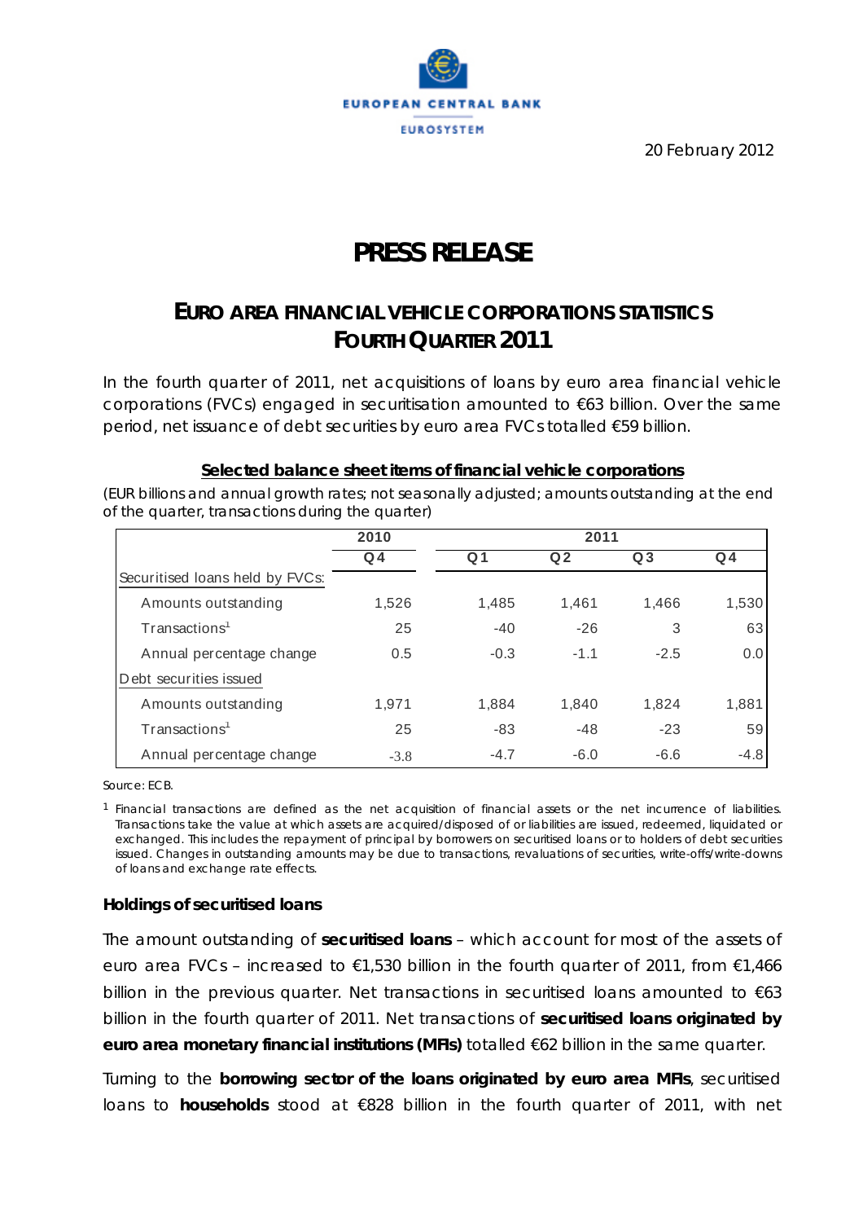20 February 2012

# PRESS RELEASE

## EURO AREA FINANCIAL VEHICLE CORPORATIONS STATISTICS FOURTH QUARTER 2011

In the fourth quarter of 2011, net acquisitions of loans by euro area financial vehicle corporations (FVCs) engaged in securitisation amounted to €63 billion. Over the same period, net issuance of debt securities by euro area FVCs totalled €59 billion.

**Selected balance sheet items of financial vehicle corporations**

(EUR billions and annual growth rates; not seasonally adjusted; amounts outstanding at the end of the quarter, transactions during the quarter)

| | 2010 | 2011 | | | |
|---|---|---|---|---|---|
| | Q4 | Q1 | Q2 | Q3 | Q4 |
| Securitised loans held by FVCs: | | | | | |
| Amounts outstanding | 1,526 | 1,485 | 1,461 | 1,466 | 1,530 |
| Transactions[1] | 25 | -40 | -26 | 3 | 63 |
| Annual percentage change | 0.5 | -0.3 | -1.1 | -2.5 | 0.0 |
| Debt securities issued | | | | | |
| Amounts outstanding | 1,971 | 1,884 | 1,840 | 1,824 | 1,881 |
| Transactions[1] | 25 | -83 | -48 | -23 | 59 |
| Annual percentage change | -3.8 | -4.7 | -6.0 | -6.6 | -4.8 |

Source: ECB.

[1] Financial transactions are defined as the net acquisition of financial assets or the net incurrence of liabilities. Transactions take the value at which assets are acquired/disposed of or liabilities are issued, redeemed, liquidated or exchanged. This includes the repayment of principal by borrowers on securitised loans or to holders of debt securities issued. Changes in outstanding amounts may be due to transactions, revaluations of securities, write-offs/write-downs of loans and exchange rate effects.

### Holdings of securitised loans

The amount outstanding of **securitised loans** – which account for most of the assets of euro area FVCs – increased to €1,530 billion in the fourth quarter of 2011, from €1,466 billion in the previous quarter. Net transactions in securitised loans amounted to €63 billion in the fourth quarter of 2011. Net transactions of **securitised loans originated by euro area monetary financial institutions (MFIs)** totalled €62 billion in the same quarter.

Turning to the **borrowing sector of the loans originated by euro area MFIs**, securitised loans to **households** stood at €828 billion in the fourth quarter of 2011, with net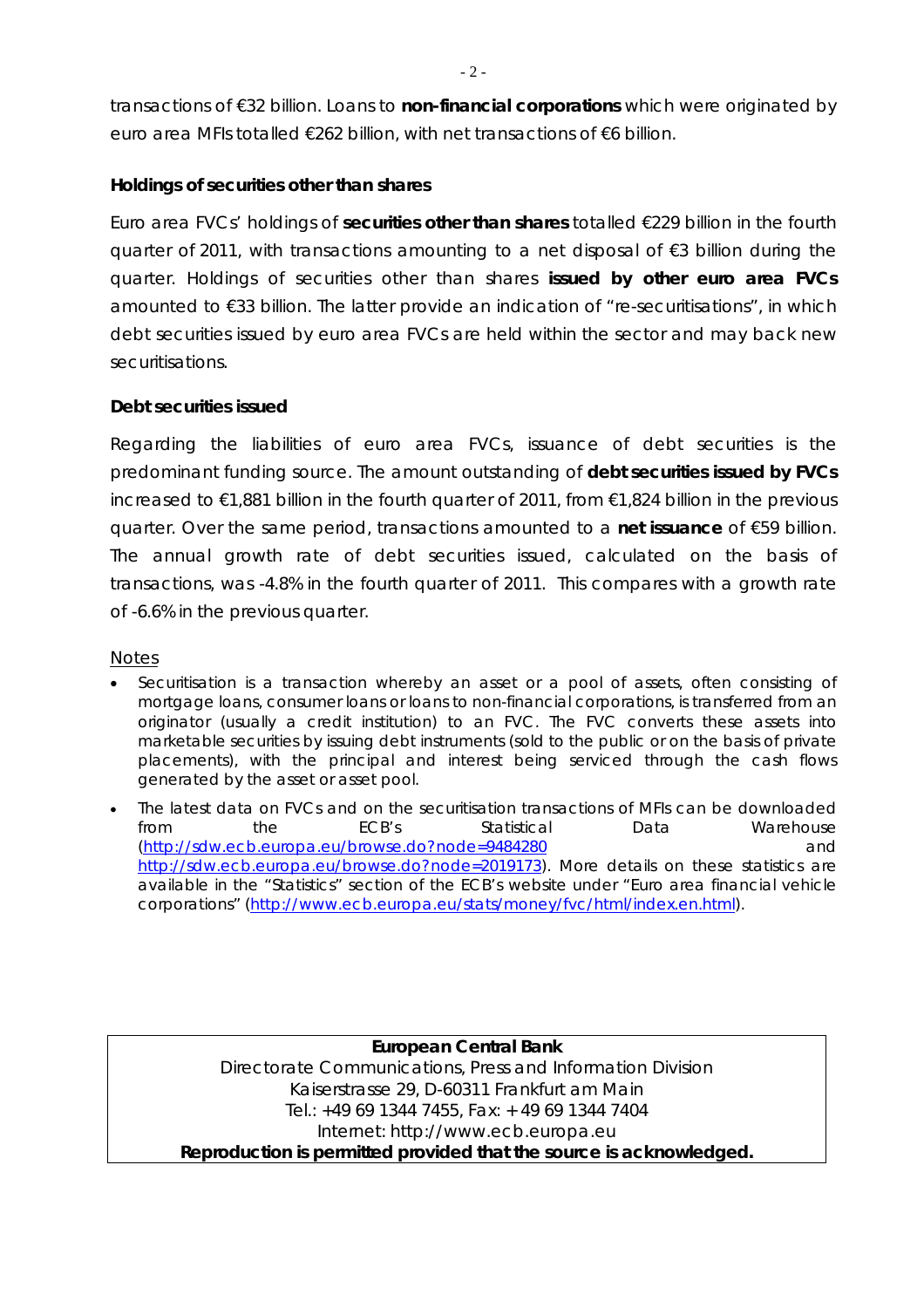transactions of €32 billion. Loans to **non-financial corporations** which were originated by euro area MFIs totalled €262 billion, with net transactions of €6 billion.

**Holdings of securities other than shares**

Euro area FVCs' holdings of **securities other than shares** totalled €229 billion in the fourth quarter of 2011, with transactions amounting to a net disposal of €3 billion during the quarter. Holdings of securities other than shares **issued by other euro area FVCs** amounted to €33 billion. The latter provide an indication of "re-securitisations", in which debt securities issued by euro area FVCs are held within the sector and may back new securitisations.

**Debt securities issued**

Regarding the liabilities of euro area FVCs, issuance of debt securities is the predominant funding source. The amount outstanding of **debt securities issued by FVCs** increased to €1,881 billion in the fourth quarter of 2011, from €1,824 billion in the previous quarter. Over the same period, transactions amounted to a **net issuance** of €59 billion. The annual growth rate of debt securities issued, calculated on the basis of transactions, was -4.8% in the fourth quarter of 2011. This compares with a growth rate of -6.6% in the previous quarter.

Notes

- Securitisation is a transaction whereby an asset or a pool of assets, often consisting of mortgage loans, consumer loans or loans to non-financial corporations, is transferred from an originator (usually a credit institution) to an FVC. The FVC converts these assets into marketable securities by issuing debt instruments (sold to the public or on the basis of private placements), with the principal and interest being serviced through the cash flows generated by the asset or asset pool.
- The latest data on FVCs and on the securitisation transactions of MFIs can be downloaded from the ECB's Statistical Data Warehouse (http://sdw.ecb.europa.eu/browse.do?node=9484280 and http://sdw.ecb.europa.eu/browse.do?node=2019173). More details on these statistics are available in the "Statistics" section of the ECB's website under "Euro area financial vehicle corporations" (http://www.ecb.europa.eu/stats/money/fvc/html/index.en.html).

**European Central Bank**
Directorate Communications, Press and Information Division
Kaiserstrasse 29, D-60311 Frankfurt am Main
Tel.: +49 69 1344 7455, Fax: + 49 69 1344 7404
Internet: http://www.ecb.europa.eu
**Reproduction is permitted provided that the source is acknowledged.**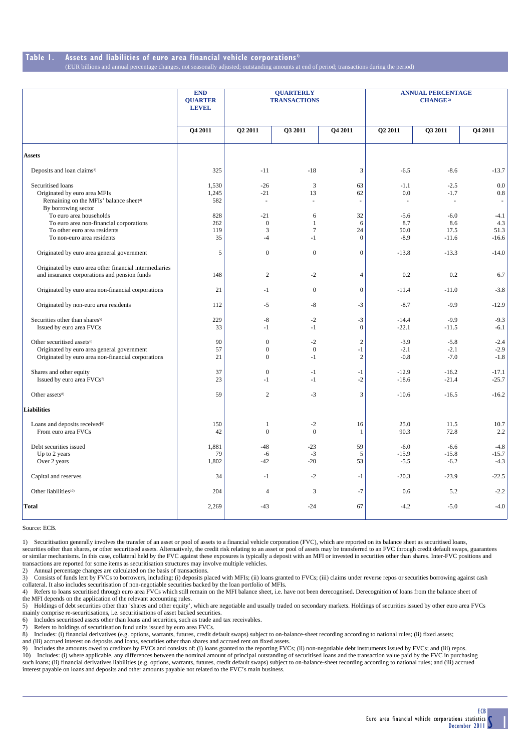## Table 1. Assets and liabilities of euro area financial vehicle corporations[1)]

(EUR billions and annual percentage changes, not seasonally adjusted; outstanding amounts at end of period; transactions during the period)

| | END QUARTER LEVEL | QUARTERLY TRANSACTIONS | | | ANNUAL PERCENTAGE CHANGE[2)] | | |
|---|---|---|---|---|---|---|---|
| | Q4 2011 | Q2 2011 | Q3 2011 | Q4 2011 | Q2 2011 | Q3 2011 | Q4 2011 |
| **Assets** | | | | | | | |
| Deposits and loan claims[3)] | 325 | -11 | -18 | 3 | -6.5 | -8.6 | -13.7 |
| Securitised loans | 1,530 | -26 | 3 | 63 | -1.1 | -2.5 | 0.0 |
| Originated by euro area MFIs | 1,245 | -21 | 13 | 62 | 0.0 | -1.7 | 0.8 |
| Remaining on the MFIs' balance sheet[4)] | 582 | - | - | - | - | - | - |
| By borrowing sector | | | | | | | |
| To euro area households | 828 | -21 | 6 | 32 | -5.6 | -6.0 | -4.1 |
| To euro area non-financial corporations | 262 | 0 | 1 | 6 | 8.7 | 8.6 | 4.3 |
| To other euro area residents | 119 | 3 | 7 | 24 | 50.0 | 17.5 | 51.3 |
| To non-euro area residents | 35 | -4 | -1 | 0 | -8.9 | -11.6 | -16.6 |
| Originated by euro area general government | 5 | 0 | 0 | 0 | -13.8 | -13.3 | -14.0 |
| Originated by euro area other financial intermediaries and insurance corporations and pension funds | 148 | 2 | -2 | 4 | 0.2 | 0.2 | 6.7 |
| Originated by euro area non-financial corporations | 21 | -1 | 0 | 0 | -11.4 | -11.0 | -3.8 |
| Originated by non-euro area residents | 112 | -5 | -8 | -3 | -8.7 | -9.9 | -12.9 |
| Securities other than shares[5)] | 229 | -8 | -2 | -3 | -14.4 | -9.9 | -9.3 |
| Issued by euro area FVCs | 33 | -1 | -1 | 0 | -22.1 | -11.5 | -6.1 |
| Other securitised assets[6)] | 90 | 0 | -2 | 2 | -3.9 | -5.8 | -2.4 |
| Originated by euro area general government | 57 | 0 | 0 | -1 | -2.1 | -2.1 | -2.9 |
| Originated by euro area non-financial corporations | 21 | 0 | -1 | 2 | -0.8 | -7.0 | -1.8 |
| Shares and other equity | 37 | 0 | -1 | -1 | -12.9 | -16.2 | -17.1 |
| Issued by euro area FVCs[7)] | 23 | -1 | -1 | -2 | -18.6 | -21.4 | -25.7 |
| Other assets[8)] | 59 | 2 | -3 | 3 | -10.6 | -16.5 | -16.2 |
| **Liabilities** | | | | | | | |
| Loans and deposits received[9)] | 150 | 1 | -2 | 16 | 25.0 | 11.5 | 10.7 |
| From euro area FVCs | 42 | 0 | 0 | 1 | 90.3 | 72.8 | 2.2 |
| Debt securities issued | 1,881 | -48 | -23 | 59 | -6.0 | -6.6 | -4.8 |
| Up to 2 years | 79 | -6 | -3 | 5 | -15.9 | -15.8 | -15.7 |
| Over 2 years | 1,802 | -42 | -20 | 53 | -5.5 | -6.2 | -4.3 |
| Capital and reserves | 34 | -1 | -2 | -1 | -20.3 | -23.9 | -22.5 |
| Other liabilities[10)] | 204 | 4 | 3 | -7 | 0.6 | 5.2 | -2.2 |
| **Total** | 2,269 | -43 | -24 | 67 | -4.2 | -5.0 | -4.0 |

Source: ECB.

1) Securitisation generally involves the transfer of an asset or pool of assets to a financial vehicle corporation (FVC), which are reported on its balance sheet as securitised loans, securities other than shares, or other securitised assets. Alternatively, the credit risk relating to an asset or pool of assets may be transferred to an FVC through credit default swaps, guarantees or similar mechanisms. In this case, collateral held by the FVC against these exposures is typically a deposit with an MFI or invested in securities other than shares. Inter-FVC positions and transactions are reported for some items as securitisation structures may involve multiple vehicles.

2) Annual percentage changes are calculated on the basis of transactions.

3) Consists of funds lent by FVCs to borrowers, including: (i) deposits placed with MFIs; (ii) loans granted to FVCs; (iii) claims under reverse repos or securities borrowing against cash collateral. It also includes securitisation of non-negotiable securities backed by the loan portfolio of MFIs.

4) Refers to loans securitised through euro area FVCs which still remain on the MFI balance sheet, i.e. have not been derecognised. Derecognition of loans from the balance sheet of the MFI depends on the application of the relevant accounting rules.

5) Holdings of debt securities other than 'shares and other equity', which are negotiable and usually traded on secondary markets. Holdings of securities issued by other euro area FVCs mainly comprise re-securitisations, i.e. securitisations of asset backed securities.

6) Includes securitised assets other than loans and securities, such as trade and tax receivables.

7) Refers to holdings of securitisation fund units issued by euro area FVCs.

8) Includes: (i) financial derivatives (e.g. options, warrants, futures, credit default swaps) subject to on-balance-sheet recording according to national rules; (ii) fixed assets; and (iii) accrued interest on deposits and loans, securities other than shares and accrued rent on fixed assets.

9) Includes the amounts owed to creditors by FVCs and consists of: (i) loans granted to the reporting FVCs; (ii) non-negotiable debt instruments issued by FVCs; and (iii) repos.

10) Includes: (i) where applicable, any differences between the nominal amount of principal outstanding of securitised loans and the transaction value paid by the FVC in purchasing such loans; (ii) financial derivatives liabilities (e.g. options, warrants, futures, credit default swaps) subject to on-balance-sheet recording according to national rules; and (iii) accrued interest payable on loans and deposits and other amounts payable not related to the FVC's main business.